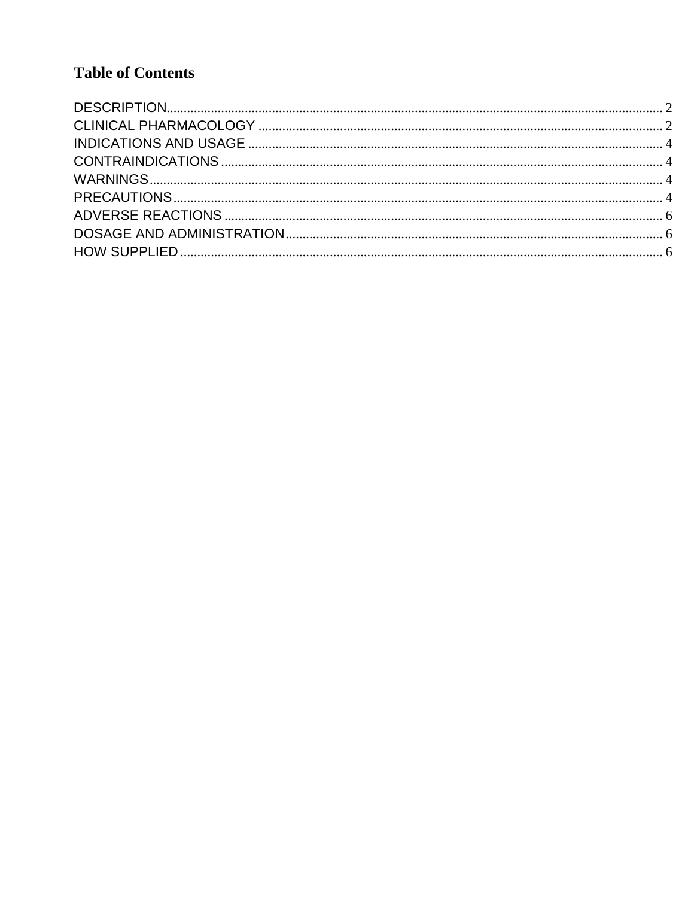# Table of Contents

DESCRIPTION.................................................................................................................................... 2
CLINICAL PHARMACOLOGY ......................................................................................................... 2
INDICATIONS AND USAGE ............................................................................................................ 4
CONTRAINDICATIONS ................................................................................................................... 4
WARNINGS....................................................................................................................................... 4
PRECAUTIONS................................................................................................................................. 4
ADVERSE REACTIONS .................................................................................................................. 6
DOSAGE AND ADMINISTRATION................................................................................................. 6
HOW SUPPLIED .............................................................................................................................. 6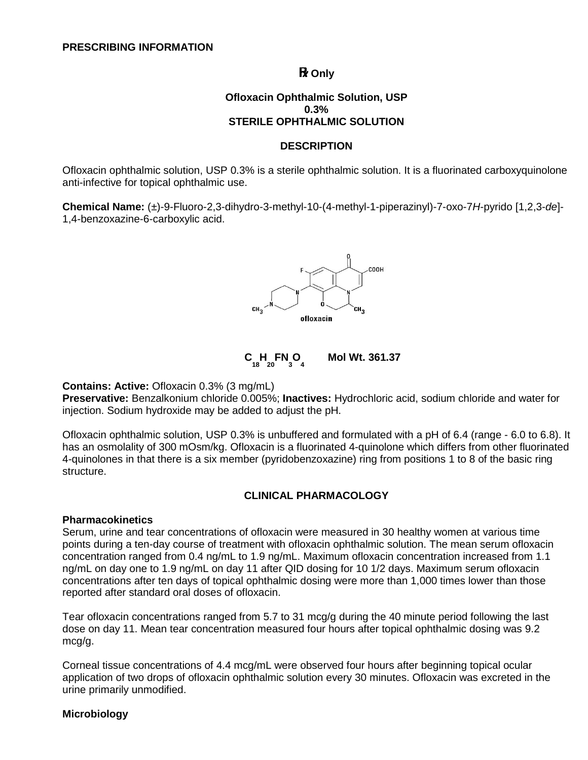**PRESCRIBING INFORMATION**

**℞ Only**

**Ofloxacin Ophthalmic Solution, USP**
**0.3%**
**STERILE OPHTHALMIC SOLUTION**

## DESCRIPTION

Ofloxacin ophthalmic solution, USP 0.3% is a sterile ophthalmic solution. It is a fluorinated carboxyquinolone anti-infective for topical ophthalmic use.

**Chemical Name:** (±)-9-Fluoro-2,3-dihydro-3-methyl-10-(4-methyl-1-piperazinyl)-7-oxo-7*H*-pyrido [1,2,3-*de*]-1,4-benzoxazine-6-carboxylic acid.

ofloxacin

**$C_{18}H_{20}FN_3O_4$ Mol Wt. 361.37**

**Contains: Active:** Ofloxacin 0.3% (3 mg/mL)
**Preservative:** Benzalkonium chloride 0.005%; **Inactives:** Hydrochloric acid, sodium chloride and water for injection. Sodium hydroxide may be added to adjust the pH.

Ofloxacin ophthalmic solution, USP 0.3% is unbuffered and formulated with a pH of 6.4 (range - 6.0 to 6.8). It has an osmolality of 300 mOsm/kg. Ofloxacin is a fluorinated 4-quinolone which differs from other fluorinated 4-quinolones in that there is a six member (pyridobenzoxazine) ring from positions 1 to 8 of the basic ring structure.

## CLINICAL PHARMACOLOGY

**Pharmacokinetics**
Serum, urine and tear concentrations of ofloxacin were measured in 30 healthy women at various time points during a ten-day course of treatment with ofloxacin ophthalmic solution. The mean serum ofloxacin concentration ranged from 0.4 ng/mL to 1.9 ng/mL. Maximum ofloxacin concentration increased from 1.1 ng/mL on day one to 1.9 ng/mL on day 11 after QID dosing for 10 1/2 days. Maximum serum ofloxacin concentrations after ten days of topical ophthalmic dosing were more than 1,000 times lower than those reported after standard oral doses of ofloxacin.

Tear ofloxacin concentrations ranged from 5.7 to 31 mcg/g during the 40 minute period following the last dose on day 11. Mean tear concentration measured four hours after topical ophthalmic dosing was 9.2 mcg/g.

Corneal tissue concentrations of 4.4 mcg/mL were observed four hours after beginning topical ocular application of two drops of ofloxacin ophthalmic solution every 30 minutes. Ofloxacin was excreted in the urine primarily unmodified.

**Microbiology**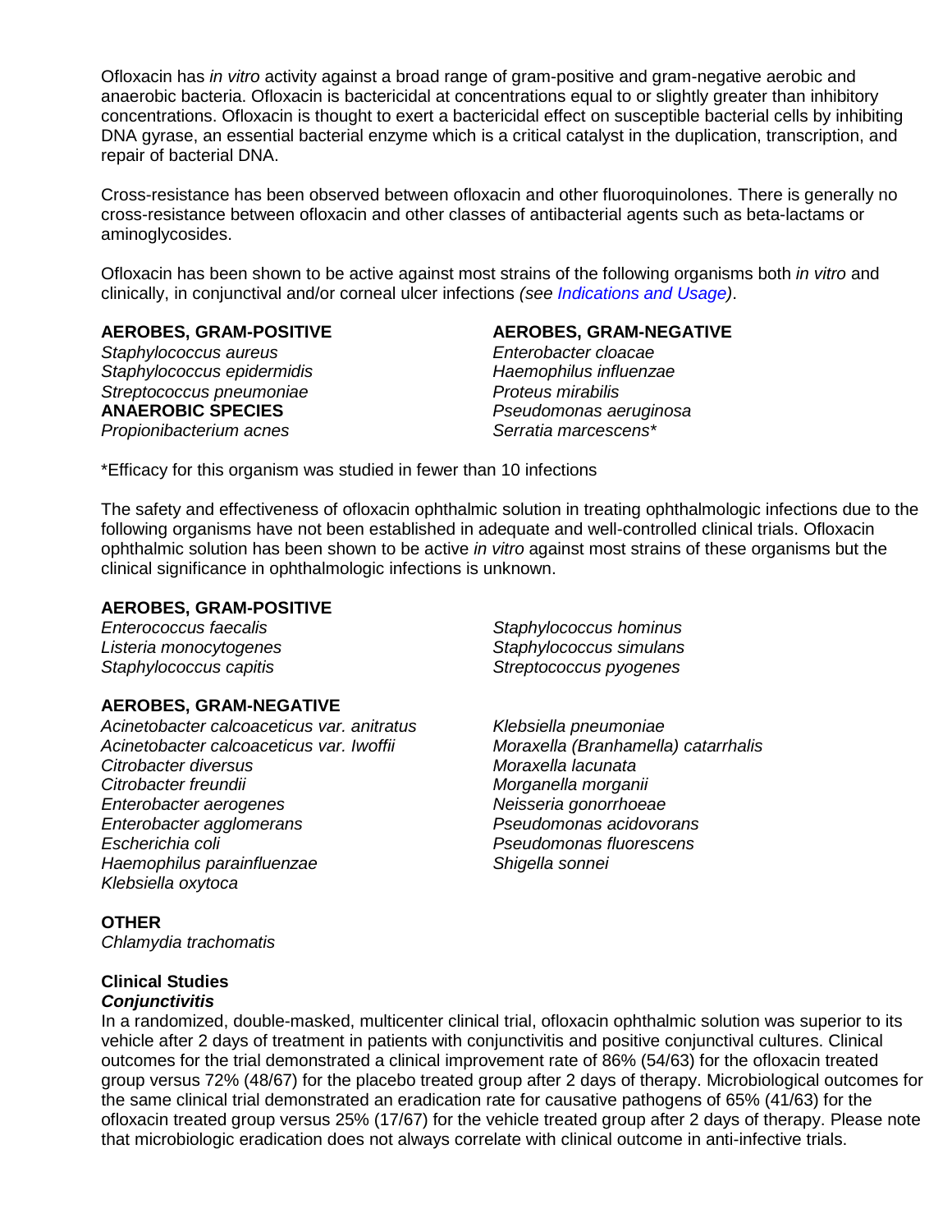Ofloxacin has *in vitro* activity against a broad range of gram-positive and gram-negative aerobic and anaerobic bacteria. Ofloxacin is bactericidal at concentrations equal to or slightly greater than inhibitory concentrations. Ofloxacin is thought to exert a bactericidal effect on susceptible bacterial cells by inhibiting DNA gyrase, an essential bacterial enzyme which is a critical catalyst in the duplication, transcription, and repair of bacterial DNA.

Cross-resistance has been observed between ofloxacin and other fluoroquinolones. There is generally no cross-resistance between ofloxacin and other classes of antibacterial agents such as beta-lactams or aminoglycosides.

Ofloxacin has been shown to be active against most strains of the following organisms both *in vitro* and clinically, in conjunctival and/or corneal ulcer infections *(see Indications and Usage)*.

**AEROBES, GRAM-POSITIVE**

*Staphylococcus aureus*
*Staphylococcus epidermidis*
*Streptococcus pneumoniae*

**ANAEROBIC SPECIES**

*Propionibacterium acnes*

**AEROBES, GRAM-NEGATIVE**

*Enterobacter cloacae*
*Haemophilus influenzae*
*Proteus mirabilis*
*Pseudomonas aeruginosa*
*Serratia marcescens**

*Efficacy for this organism was studied in fewer than 10 infections

The safety and effectiveness of ofloxacin ophthalmic solution in treating ophthalmologic infections due to the following organisms have not been established in adequate and well-controlled clinical trials. Ofloxacin ophthalmic solution has been shown to be active *in vitro* against most strains of these organisms but the clinical significance in ophthalmologic infections is unknown.

**AEROBES, GRAM-POSITIVE**

*Enterococcus faecalis*
*Listeria monocytogenes*
*Staphylococcus capitis*
*Staphylococcus hominus*
*Staphylococcus simulans*
*Streptococcus pyogenes*

**AEROBES, GRAM-NEGATIVE**

*Acinetobacter calcoaceticus var. anitratus*
*Acinetobacter calcoaceticus var. lwoffii*
*Citrobacter diversus*
*Citrobacter freundii*
*Enterobacter aerogenes*
*Enterobacter agglomerans*
*Escherichia coli*
*Haemophilus parainfluenzae*
*Klebsiella oxytoca*
*Klebsiella pneumoniae*
*Moraxella (Branhamella) catarrhalis*
*Moraxella lacunata*
*Morganella morganii*
*Neisseria gonorrhoeae*
*Pseudomonas acidovorans*
*Pseudomonas fluorescens*
*Shigella sonnei*

**OTHER**

*Chlamydia trachomatis*

## Clinical Studies

### *Conjunctivitis*

In a randomized, double-masked, multicenter clinical trial, ofloxacin ophthalmic solution was superior to its vehicle after 2 days of treatment in patients with conjunctivitis and positive conjunctival cultures. Clinical outcomes for the trial demonstrated a clinical improvement rate of 86% (54/63) for the ofloxacin treated group versus 72% (48/67) for the placebo treated group after 2 days of therapy. Microbiological outcomes for the same clinical trial demonstrated an eradication rate for causative pathogens of 65% (41/63) for the ofloxacin treated group versus 25% (17/67) for the vehicle treated group after 2 days of therapy. Please note that microbiologic eradication does not always correlate with clinical outcome in anti-infective trials.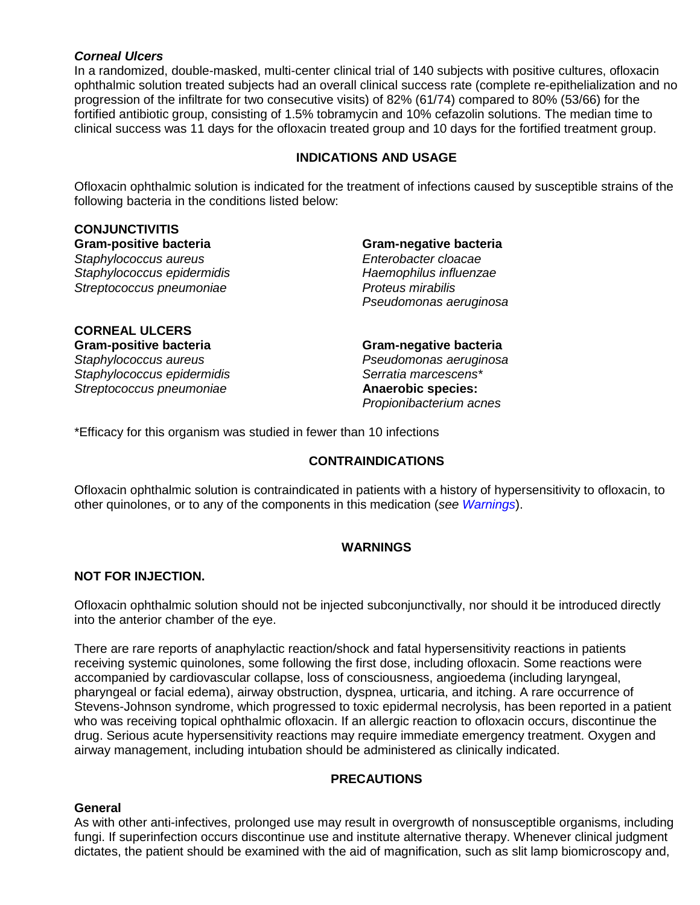***Corneal Ulcers***

In a randomized, double-masked, multi-center clinical trial of 140 subjects with positive cultures, ofloxacin ophthalmic solution treated subjects had an overall clinical success rate (complete re-epithelialization and no progression of the infiltrate for two consecutive visits) of 82% (61/74) compared to 80% (53/66) for the fortified antibiotic group, consisting of 1.5% tobramycin and 10% cefazolin solutions. The median time to clinical success was 11 days for the ofloxacin treated group and 10 days for the fortified treatment group.

## INDICATIONS AND USAGE

Ofloxacin ophthalmic solution is indicated for the treatment of infections caused by susceptible strains of the following bacteria in the conditions listed below:

**CONJUNCTIVITIS**

**Gram-positive bacteria**

*Staphylococcus aureus*
*Staphylococcus epidermidis*
*Streptococcus pneumoniae*

**Gram-negative bacteria**

*Enterobacter cloacae*
*Haemophilus influenzae*
*Proteus mirabilis*
*Pseudomonas aeruginosa*

**CORNEAL ULCERS**

**Gram-positive bacteria**

*Staphylococcus aureus*
*Staphylococcus epidermidis*
*Streptococcus pneumoniae*

**Gram-negative bacteria**

*Pseudomonas aeruginosa*
*Serratia marcescens**

**Anaerobic species:**

*Propionibacterium acnes*

*Efficacy for this organism was studied in fewer than 10 infections

## CONTRAINDICATIONS

Ofloxacin ophthalmic solution is contraindicated in patients with a history of hypersensitivity to ofloxacin, to other quinolones, or to any of the components in this medication (*see Warnings*).

## WARNINGS

**NOT FOR INJECTION.**

Ofloxacin ophthalmic solution should not be injected subconjunctivally, nor should it be introduced directly into the anterior chamber of the eye.

There are rare reports of anaphylactic reaction/shock and fatal hypersensitivity reactions in patients receiving systemic quinolones, some following the first dose, including ofloxacin. Some reactions were accompanied by cardiovascular collapse, loss of consciousness, angioedema (including laryngeal, pharyngeal or facial edema), airway obstruction, dyspnea, urticaria, and itching. A rare occurrence of Stevens-Johnson syndrome, which progressed to toxic epidermal necrolysis, has been reported in a patient who was receiving topical ophthalmic ofloxacin. If an allergic reaction to ofloxacin occurs, discontinue the drug. Serious acute hypersensitivity reactions may require immediate emergency treatment. Oxygen and airway management, including intubation should be administered as clinically indicated.

## PRECAUTIONS

**General**

As with other anti-infectives, prolonged use may result in overgrowth of nonsusceptible organisms, including fungi. If superinfection occurs discontinue use and institute alternative therapy. Whenever clinical judgment dictates, the patient should be examined with the aid of magnification, such as slit lamp biomicroscopy and,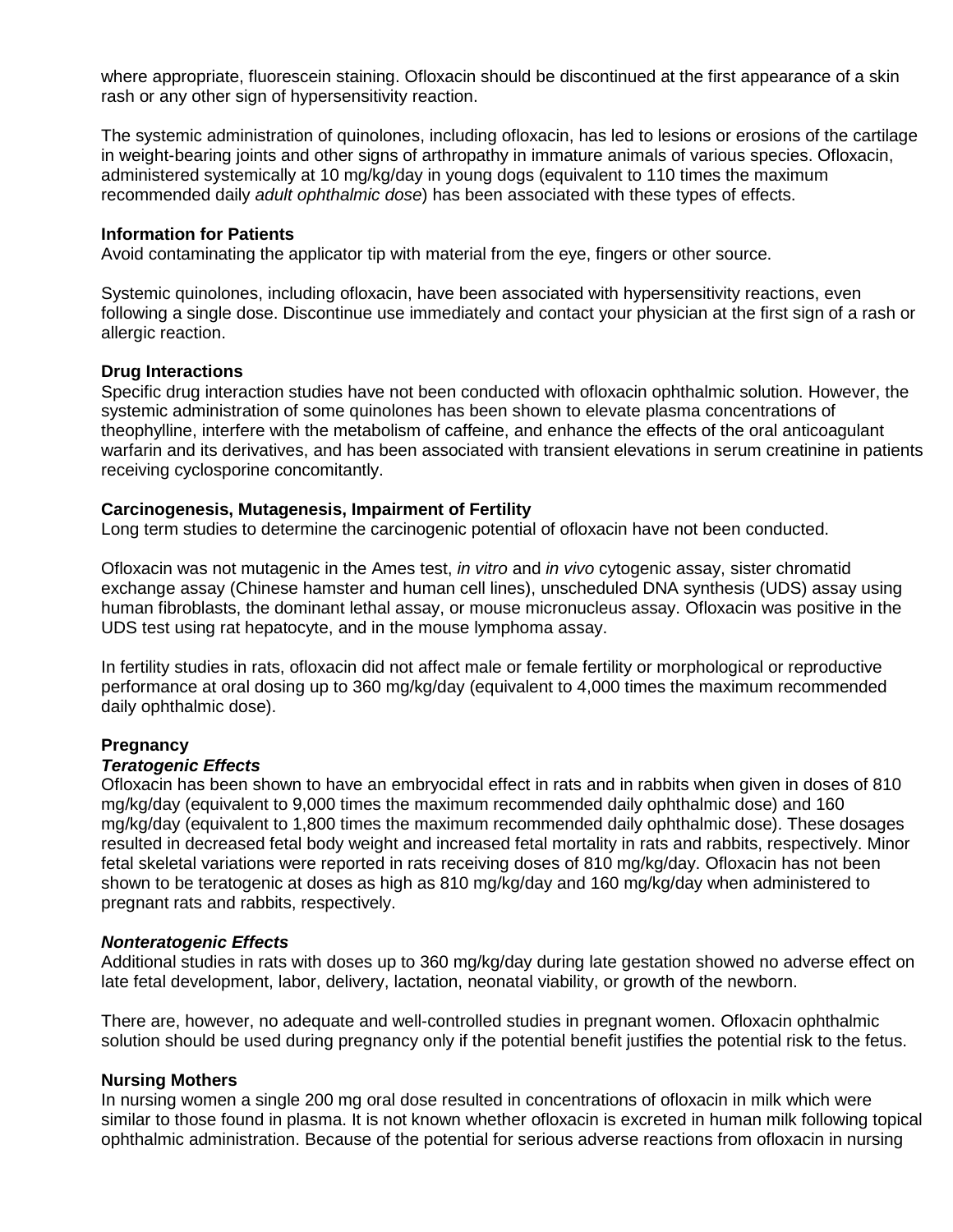where appropriate, fluorescein staining. Ofloxacin should be discontinued at the first appearance of a skin rash or any other sign of hypersensitivity reaction.

The systemic administration of quinolones, including ofloxacin, has led to lesions or erosions of the cartilage in weight-bearing joints and other signs of arthropathy in immature animals of various species. Ofloxacin, administered systemically at 10 mg/kg/day in young dogs (equivalent to 110 times the maximum recommended daily *adult ophthalmic dose*) has been associated with these types of effects.

**Information for Patients**

Avoid contaminating the applicator tip with material from the eye, fingers or other source.

Systemic quinolones, including ofloxacin, have been associated with hypersensitivity reactions, even following a single dose. Discontinue use immediately and contact your physician at the first sign of a rash or allergic reaction.

**Drug Interactions**

Specific drug interaction studies have not been conducted with ofloxacin ophthalmic solution. However, the systemic administration of some quinolones has been shown to elevate plasma concentrations of theophylline, interfere with the metabolism of caffeine, and enhance the effects of the oral anticoagulant warfarin and its derivatives, and has been associated with transient elevations in serum creatinine in patients receiving cyclosporine concomitantly.

**Carcinogenesis, Mutagenesis, Impairment of Fertility**

Long term studies to determine the carcinogenic potential of ofloxacin have not been conducted.

Ofloxacin was not mutagenic in the Ames test, *in vitro* and *in vivo* cytogenic assay, sister chromatid exchange assay (Chinese hamster and human cell lines), unscheduled DNA synthesis (UDS) assay using human fibroblasts, the dominant lethal assay, or mouse micronucleus assay. Ofloxacin was positive in the UDS test using rat hepatocyte, and in the mouse lymphoma assay.

In fertility studies in rats, ofloxacin did not affect male or female fertility or morphological or reproductive performance at oral dosing up to 360 mg/kg/day (equivalent to 4,000 times the maximum recommended daily ophthalmic dose).

**Pregnancy**

***Teratogenic Effects***

Ofloxacin has been shown to have an embryocidal effect in rats and in rabbits when given in doses of 810 mg/kg/day (equivalent to 9,000 times the maximum recommended daily ophthalmic dose) and 160 mg/kg/day (equivalent to 1,800 times the maximum recommended daily ophthalmic dose). These dosages resulted in decreased fetal body weight and increased fetal mortality in rats and rabbits, respectively. Minor fetal skeletal variations were reported in rats receiving doses of 810 mg/kg/day. Ofloxacin has not been shown to be teratogenic at doses as high as 810 mg/kg/day and 160 mg/kg/day when administered to pregnant rats and rabbits, respectively.

***Nonteratogenic Effects***

Additional studies in rats with doses up to 360 mg/kg/day during late gestation showed no adverse effect on late fetal development, labor, delivery, lactation, neonatal viability, or growth of the newborn.

There are, however, no adequate and well-controlled studies in pregnant women. Ofloxacin ophthalmic solution should be used during pregnancy only if the potential benefit justifies the potential risk to the fetus.

**Nursing Mothers**

In nursing women a single 200 mg oral dose resulted in concentrations of ofloxacin in milk which were similar to those found in plasma. It is not known whether ofloxacin is excreted in human milk following topical ophthalmic administration. Because of the potential for serious adverse reactions from ofloxacin in nursing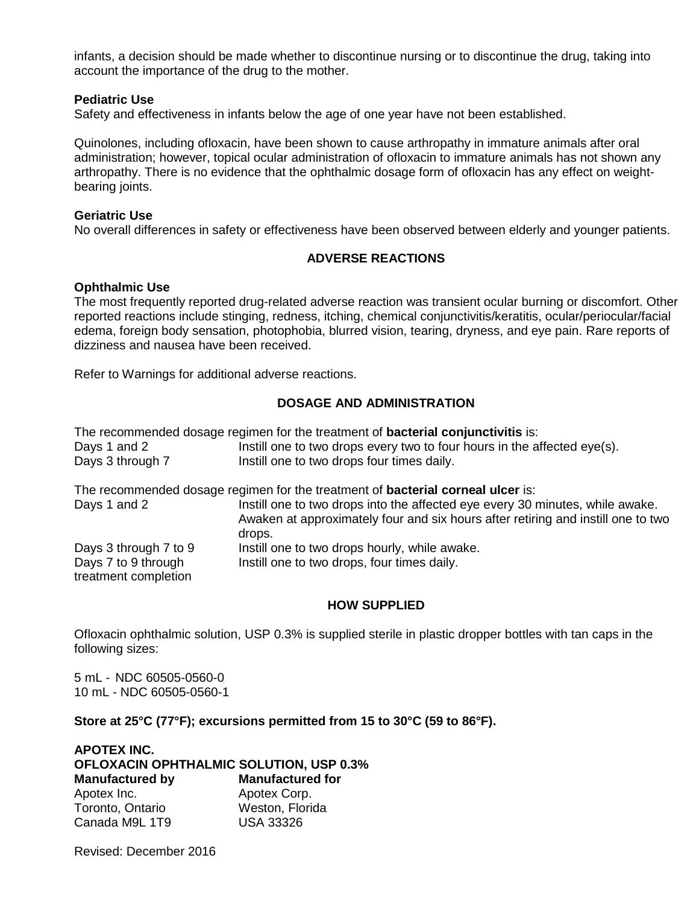infants, a decision should be made whether to discontinue nursing or to discontinue the drug, taking into account the importance of the drug to the mother.

**Pediatric Use**
Safety and effectiveness in infants below the age of one year have not been established.

Quinolones, including ofloxacin, have been shown to cause arthropathy in immature animals after oral administration; however, topical ocular administration of ofloxacin to immature animals has not shown any arthropathy. There is no evidence that the ophthalmic dosage form of ofloxacin has any effect on weight-bearing joints.

**Geriatric Use**
No overall differences in safety or effectiveness have been observed between elderly and younger patients.

## ADVERSE REACTIONS

**Ophthalmic Use**
The most frequently reported drug-related adverse reaction was transient ocular burning or discomfort. Other reported reactions include stinging, redness, itching, chemical conjunctivitis/keratitis, ocular/periocular/facial edema, foreign body sensation, photophobia, blurred vision, tearing, dryness, and eye pain. Rare reports of dizziness and nausea have been received.

Refer to Warnings for additional adverse reactions.

## DOSAGE AND ADMINISTRATION

The recommended dosage regimen for the treatment of **bacterial conjunctivitis** is:

| | |
|---|---|
| Days 1 and 2 | Instill one to two drops every two to four hours in the affected eye(s). |
| Days 3 through 7 | Instill one to two drops four times daily. |

The recommended dosage regimen for the treatment of **bacterial corneal ulcer** is:

| | |
|---|---|
| Days 1 and 2 | Instill one to two drops into the affected eye every 30 minutes, while awake. Awaken at approximately four and six hours after retiring and instill one to two drops. |
| Days 3 through 7 to 9 | Instill one to two drops hourly, while awake. |
| Days 7 to 9 through treatment completion | Instill one to two drops, four times daily. |

## HOW SUPPLIED

Ofloxacin ophthalmic solution, USP 0.3% is supplied sterile in plastic dropper bottles with tan caps in the following sizes:

5 mL - NDC 60505-0560-0
10 mL - NDC 60505-0560-1

**Store at 25°C (77°F); excursions permitted from 15 to 30°C (59 to 86°F).**

**APOTEX INC.**
**OFLOXACIN OPHTHALMIC SOLUTION, USP 0.3%**

| **Manufactured by** | **Manufactured for** |
|---|---|
| Apotex Inc. | Apotex Corp. |
| Toronto, Ontario | Weston, Florida |
| Canada M9L 1T9 | USA 33326 |

Revised: December 2016